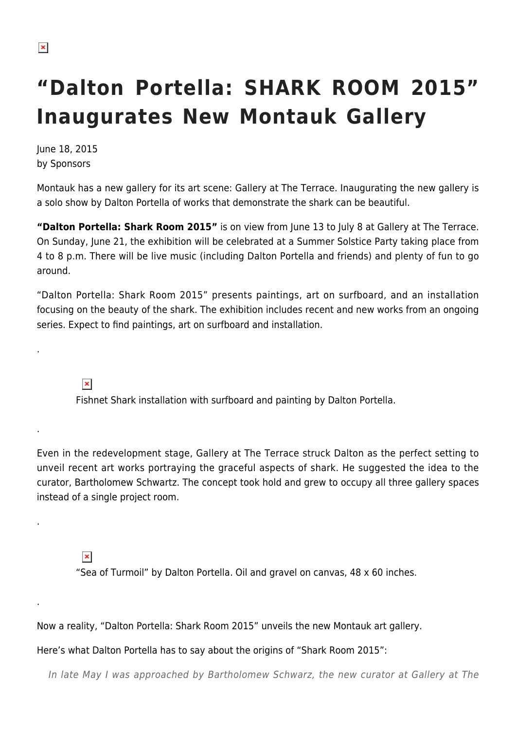# "Dalton Portella: SHARK ROOM 2015" Inaugurates New Montauk Gallery

June 18, 2015
by Sponsors

Montauk has a new gallery for its art scene: Gallery at The Terrace. Inaugurating the new gallery is a solo show by Dalton Portella of works that demonstrate the shark can be beautiful.

**"Dalton Portella: Shark Room 2015"** is on view from June 13 to July 8 at Gallery at The Terrace. On Sunday, June 21, the exhibition will be celebrated at a Summer Solstice Party taking place from 4 to 8 p.m. There will be live music (including Dalton Portella and friends) and plenty of fun to go around.

"Dalton Portella: Shark Room 2015" presents paintings, art on surfboard, and an installation focusing on the beauty of the shark. The exhibition includes recent and new works from an ongoing series. Expect to find paintings, art on surfboard and installation.

.

Fishnet Shark installation with surfboard and painting by Dalton Portella.

.

Even in the redevelopment stage, Gallery at The Terrace struck Dalton as the perfect setting to unveil recent art works portraying the graceful aspects of shark. He suggested the idea to the curator, Bartholomew Schwartz. The concept took hold and grew to occupy all three gallery spaces instead of a single project room.

.

"Sea of Turmoil" by Dalton Portella. Oil and gravel on canvas, 48 x 60 inches.

.

Now a reality, "Dalton Portella: Shark Room 2015" unveils the new Montauk art gallery.

Here's what Dalton Portella has to say about the origins of "Shark Room 2015":

> *In late May I was approached by Bartholomew Schwarz, the new curator at Gallery at The*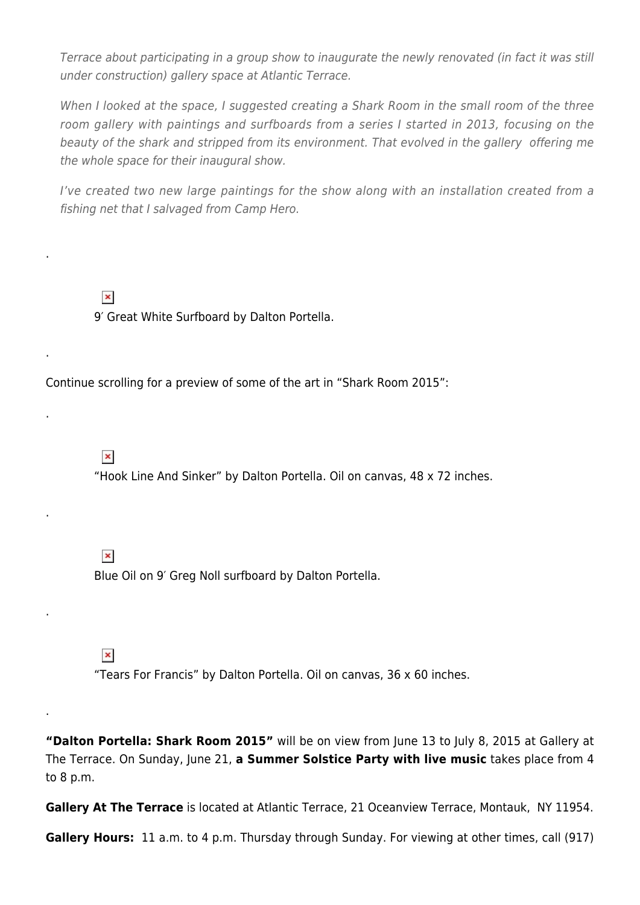*Terrace about participating in a group show to inaugurate the newly renovated (in fact it was still under construction) gallery space at Atlantic Terrace.*

*When I looked at the space, I suggested creating a Shark Room in the small room of the three room gallery with paintings and surfboards from a series I started in 2013, focusing on the beauty of the shark and stripped from its environment. That evolved in the gallery offering me the whole space for their inaugural show.*

*I've created two new large paintings for the show along with an installation created from a fishing net that I salvaged from Camp Hero.*

.

9′ Great White Surfboard by Dalton Portella.

.

Continue scrolling for a preview of some of the art in "Shark Room 2015":

.

"Hook Line And Sinker" by Dalton Portella. Oil on canvas, 48 x 72 inches.

.

Blue Oil on 9′ Greg Noll surfboard by Dalton Portella.

.

"Tears For Francis" by Dalton Portella. Oil on canvas, 36 x 60 inches.

.

**"Dalton Portella: Shark Room 2015"** will be on view from June 13 to July 8, 2015 at Gallery at The Terrace. On Sunday, June 21, **a Summer Solstice Party with live music** takes place from 4 to 8 p.m.

**Gallery At The Terrace** is located at Atlantic Terrace, 21 Oceanview Terrace, Montauk, NY 11954.

**Gallery Hours:** 11 a.m. to 4 p.m. Thursday through Sunday. For viewing at other times, call (917)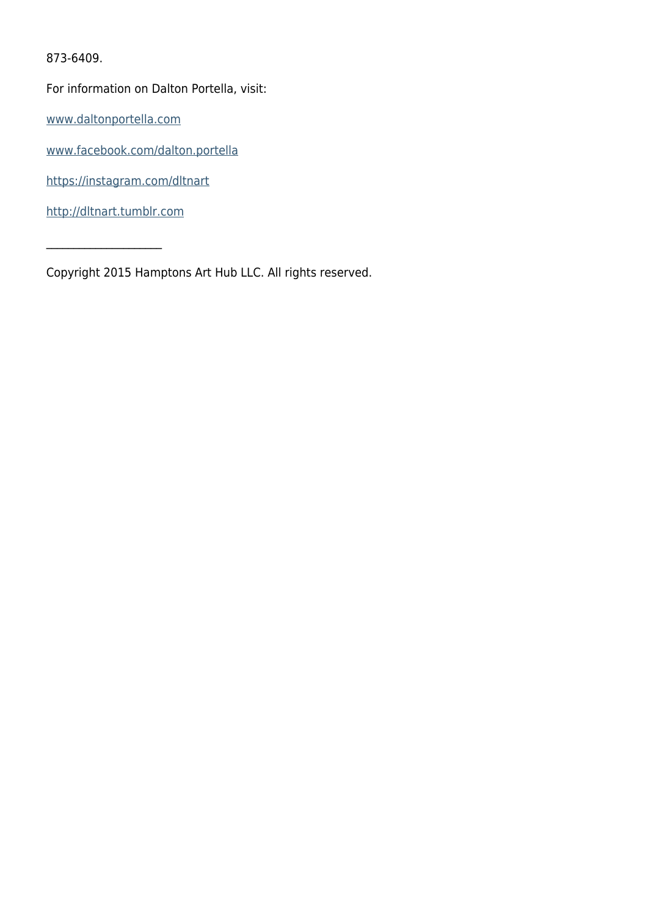873-6409.

For information on Dalton Portella, visit:

[www.daltonportella.com](http://www.daltonportella.com)

[www.facebook.com/dalton.portella](http://www.facebook.com/dalton.portella)

[https://instagram.com/dltnart](https://instagram.com/dltnart)

[http://dltnart.tumblr.com](http://dltnart.tumblr.com)

\_\_\_\_\_\_\_\_\_\_\_\_\_\_\_\_\_\_\_\_

Copyright 2015 Hamptons Art Hub LLC. All rights reserved.